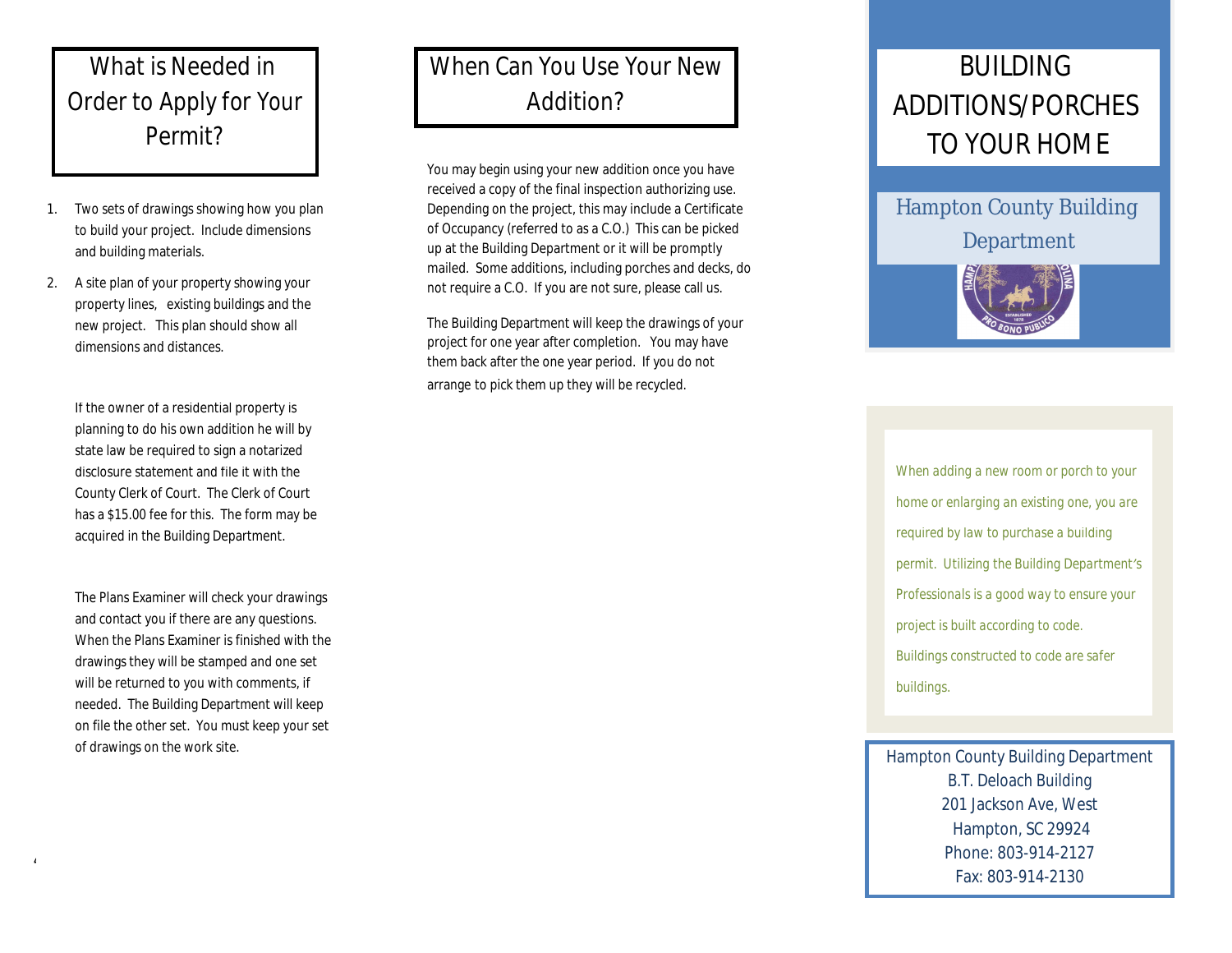## What is Needed in Order to Apply for Your Permit?

1. Two sets of drawings showing how you plan to build your project. Include dimensions and building materials.
2. A site plan of your property showing your property lines, existing buildings and the new project. This plan should show all dimensions and distances.

If the owner of a residential property is planning to do his own addition he will by state law be required to sign a notarized disclosure statement and file it with the County Clerk of Court. The Clerk of Court has a $15.00 fee for this. The form may be acquired in the Building Department.

The Plans Examiner will check your drawings and contact you if there are any questions. When the Plans Examiner is finished with the drawings they will be stamped and one set will be returned to you with comments, if needed. The Building Department will keep on file the other set. You must keep your set of drawings on the work site.

## When Can You Use Your New Addition?

You may begin using your new addition once you have received a copy of the final inspection authorizing use. Depending on the project, this may include a Certificate of Occupancy (referred to as a C.O.) This can be picked up at the Building Department or it will be promptly mailed. Some additions, including porches and decks, do not require a C.O. If you are not sure, please call us.

The Building Department will keep the drawings of your project for one year after completion. You may have them back after the one year period. If you do not arrange to pick them up they will be recycled.

# BUILDING ADDITIONS/PORCHES TO YOUR HOME

## Hampton County Building Department

When adding a new room or porch to your home or enlarging an existing one, you are required by law to purchase a building permit. Utilizing the Building Department's Professionals is a good way to ensure your project is built according to code. Buildings constructed to code are safer buildings.

Hampton County Building Department
B.T. Deloach Building
201 Jackson Ave, West
Hampton, SC 29924
Phone: 803-914-2127
Fax: 803-914-2130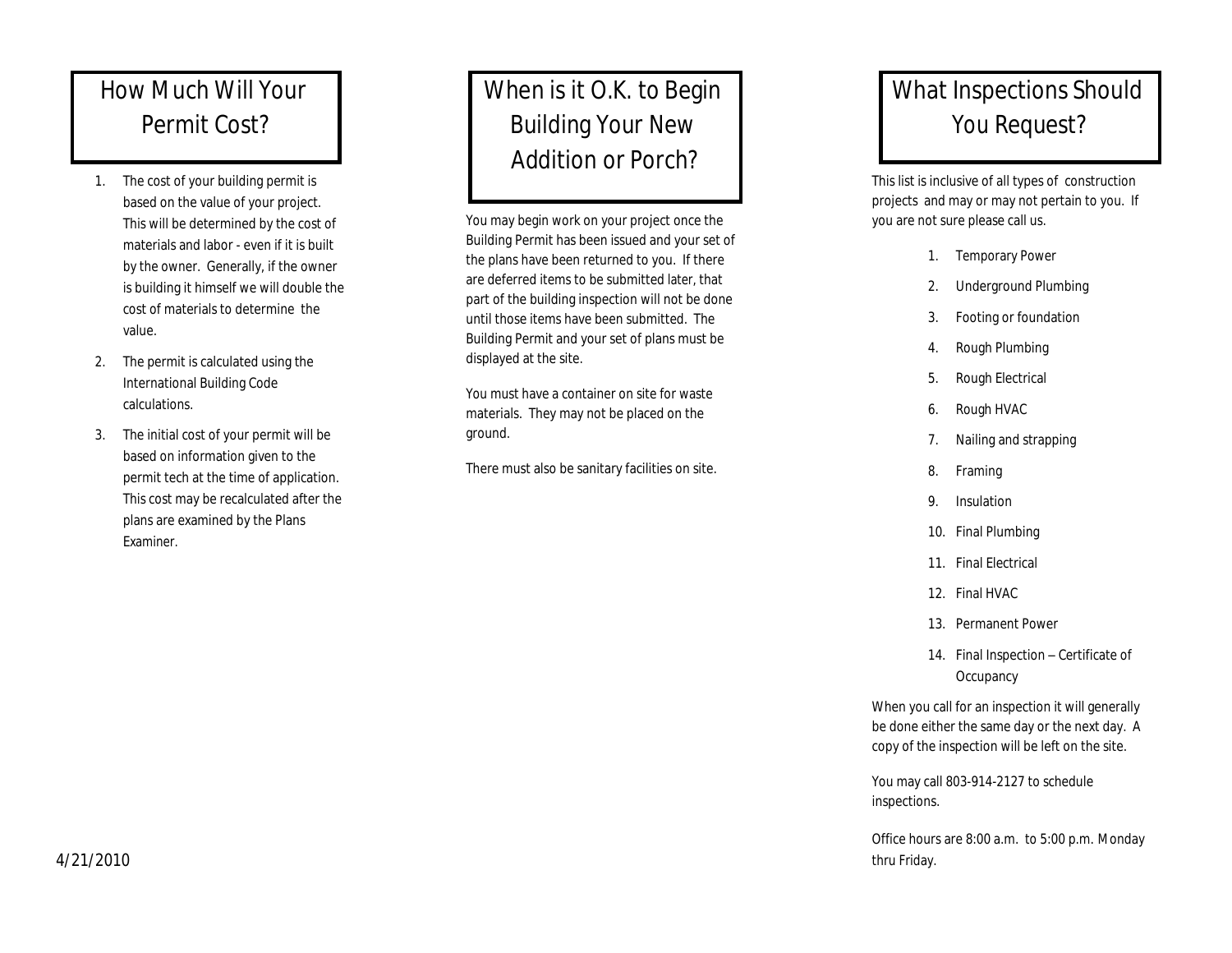## How Much Will Your Permit Cost?

1. The cost of your building permit is based on the value of your project. This will be determined by the cost of materials and labor - even if it is built by the owner. Generally, if the owner is building it himself we will double the cost of materials to determine the value.
2. The permit is calculated using the International Building Code calculations.
3. The initial cost of your permit will be based on information given to the permit tech at the time of application. This cost may be recalculated after the plans are examined by the Plans Examiner.

4/21/2010

## When is it O.K. to Begin Building Your New Addition or Porch?

You may begin work on your project once the Building Permit has been issued and your set of the plans have been returned to you. If there are deferred items to be submitted later, that part of the building inspection will not be done until those items have been submitted. The Building Permit and your set of plans must be displayed at the site.

You must have a container on site for waste materials. They may not be placed on the ground.

There must also be sanitary facilities on site.

## What Inspections Should You Request?

This list is inclusive of all types of construction projects and may or may not pertain to you. If you are not sure please call us.

1. Temporary Power
2. Underground Plumbing
3. Footing or foundation
4. Rough Plumbing
5. Rough Electrical
6. Rough HVAC
7. Nailing and strapping
8. Framing
9. Insulation
10. Final Plumbing
11. Final Electrical
12. Final HVAC
13. Permanent Power
14. Final Inspection – Certificate of Occupancy

When you call for an inspection it will generally be done either the same day or the next day. A copy of the inspection will be left on the site.

You may call 803-914-2127 to schedule inspections.

Office hours are 8:00 a.m. to 5:00 p.m. Monday thru Friday.